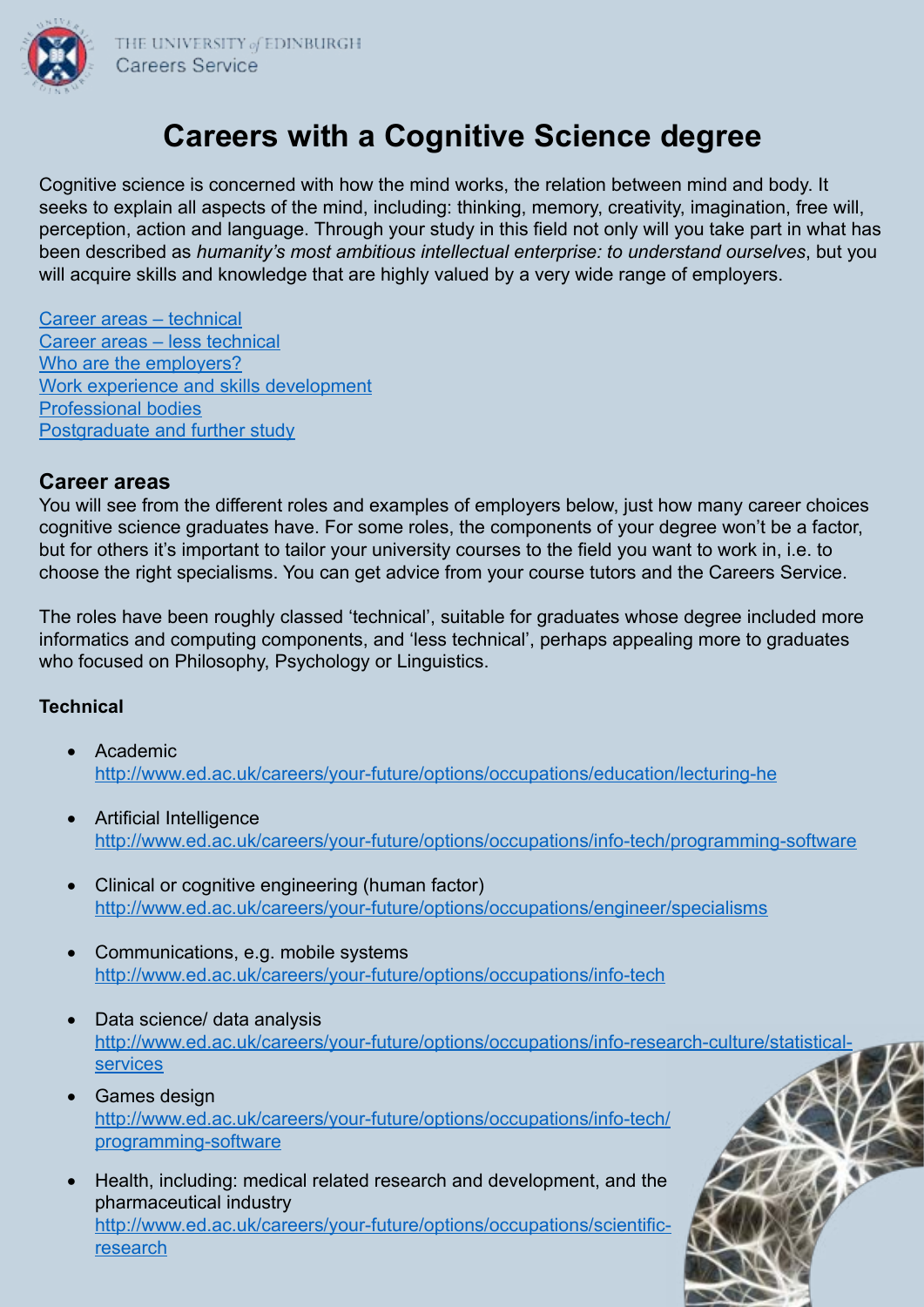THE UNIVERSITY of EDINBURGH
Careers Service

# Careers with a Cognitive Science degree

Cognitive science is concerned with how the mind works, the relation between mind and body. It seeks to explain all aspects of the mind, including: thinking, memory, creativity, imagination, free will, perception, action and language. Through your study in this field not only will you take part in what has been described as *humanity's most ambitious intellectual enterprise: to understand ourselves*, but you will acquire skills and knowledge that are highly valued by a very wide range of employers.

[Career areas – technical](#technical)
[Career areas – less technical](#less-technical)
[Who are the employers?](#who-are-the-employers)
[Work experience and skills development](#work-experience-and-skills-development)
[Professional bodies](#professional-bodies)
[Postgraduate and further study](#postgraduate-and-further-study)

## Career areas

You will see from the different roles and examples of employers below, just how many career choices cognitive science graduates have. For some roles, the components of your degree won't be a factor, but for others it's important to tailor your university courses to the field you want to work in, i.e. to choose the right specialisms. You can get advice from your course tutors and the Careers Service.

The roles have been roughly classed 'technical', suitable for graduates whose degree included more informatics and computing components, and 'less technical', perhaps appealing more to graduates who focused on Philosophy, Psychology or Linguistics.

### Technical

- Academic
  http://www.ed.ac.uk/careers/your-future/options/occupations/education/lecturing-he
- Artificial Intelligence
  http://www.ed.ac.uk/careers/your-future/options/occupations/info-tech/programming-software
- Clinical or cognitive engineering (human factor)
  http://www.ed.ac.uk/careers/your-future/options/occupations/engineer/specialisms
- Communications, e.g. mobile systems
  http://www.ed.ac.uk/careers/your-future/options/occupations/info-tech
- Data science/ data analysis
  http://www.ed.ac.uk/careers/your-future/options/occupations/info-research-culture/statistical-services
- Games design
  http://www.ed.ac.uk/careers/your-future/options/occupations/info-tech/programming-software
- Health, including: medical related research and development, and the pharmaceutical industry
  http://www.ed.ac.uk/careers/your-future/options/occupations/scientific-research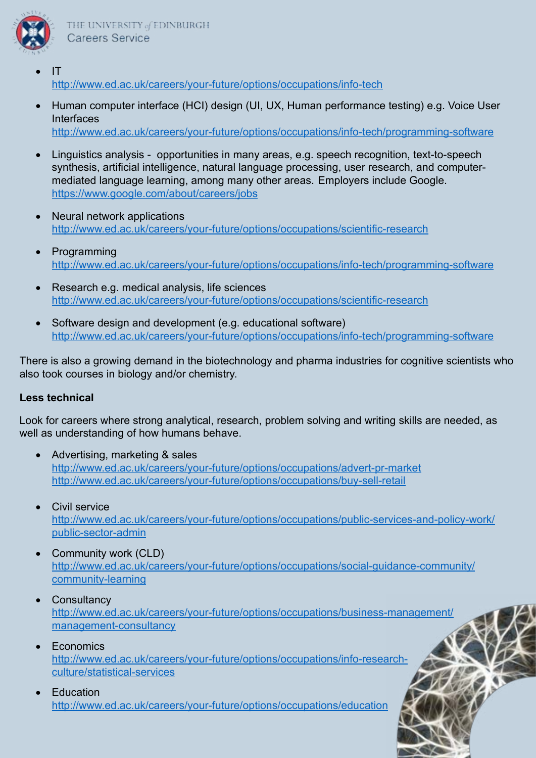- IT
  http://www.ed.ac.uk/careers/your-future/options/occupations/info-tech
- Human computer interface (HCI) design (UI, UX, Human performance testing) e.g. Voice User Interfaces
  http://www.ed.ac.uk/careers/your-future/options/occupations/info-tech/programming-software
- Linguistics analysis - opportunities in many areas, e.g. speech recognition, text-to-speech synthesis, artificial intelligence, natural language processing, user research, and computer-mediated language learning, among many other areas. Employers include Google.
  https://www.google.com/about/careers/jobs
- Neural network applications
  http://www.ed.ac.uk/careers/your-future/options/occupations/scientific-research
- Programming
  http://www.ed.ac.uk/careers/your-future/options/occupations/info-tech/programming-software
- Research e.g. medical analysis, life sciences
  http://www.ed.ac.uk/careers/your-future/options/occupations/scientific-research
- Software design and development (e.g. educational software)
  http://www.ed.ac.uk/careers/your-future/options/occupations/info-tech/programming-software

There is also a growing demand in the biotechnology and pharma industries for cognitive scientists who also took courses in biology and/or chemistry.

**Less technical**

Look for careers where strong analytical, research, problem solving and writing skills are needed, as well as understanding of how humans behave.

- Advertising, marketing & sales
  http://www.ed.ac.uk/careers/your-future/options/occupations/advert-pr-market
  http://www.ed.ac.uk/careers/your-future/options/occupations/buy-sell-retail
- Civil service
  http://www.ed.ac.uk/careers/your-future/options/occupations/public-services-and-policy-work/public-sector-admin
- Community work (CLD)
  http://www.ed.ac.uk/careers/your-future/options/occupations/social-guidance-community/community-learning
- Consultancy
  http://www.ed.ac.uk/careers/your-future/options/occupations/business-management/management-consultancy
- Economics
  http://www.ed.ac.uk/careers/your-future/options/occupations/info-research-culture/statistical-services
- Education
  http://www.ed.ac.uk/careers/your-future/options/occupations/education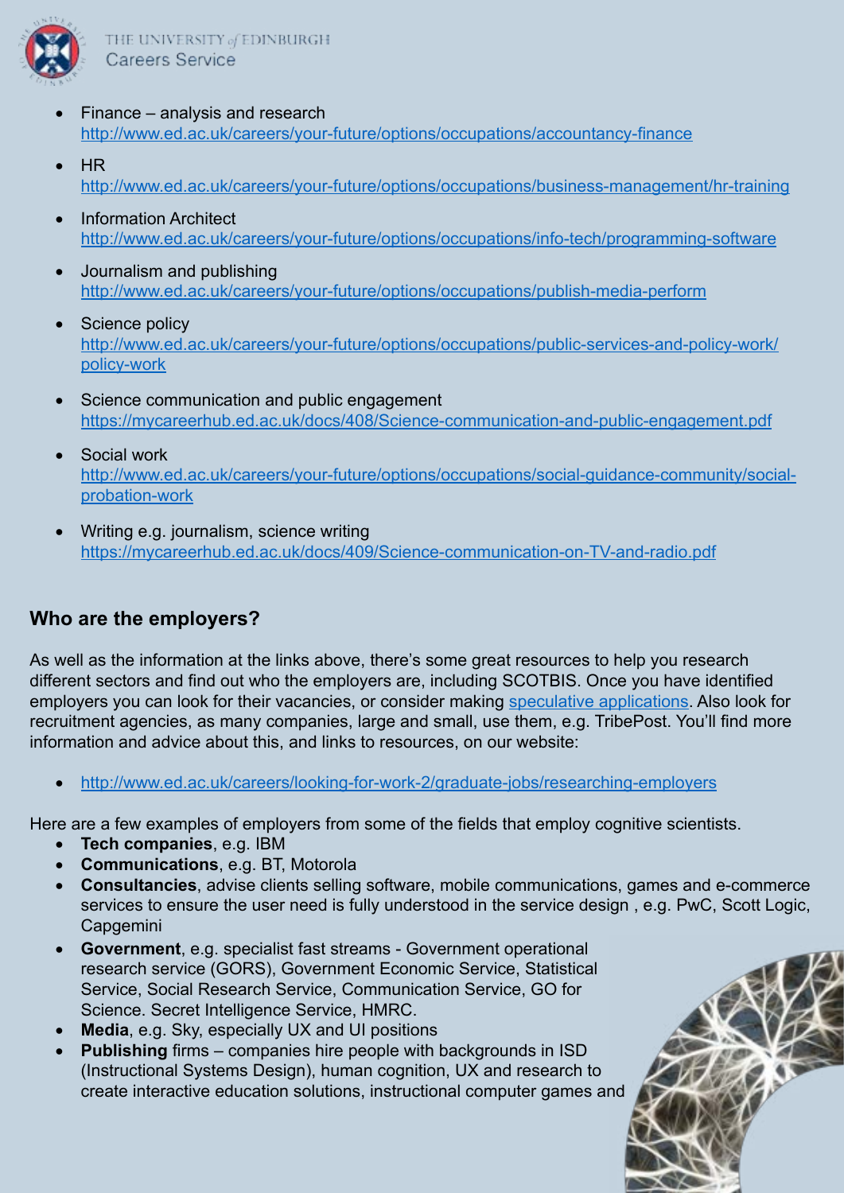- Finance – analysis and research
  http://www.ed.ac.uk/careers/your-future/options/occupations/accountancy-finance
- HR
  http://www.ed.ac.uk/careers/your-future/options/occupations/business-management/hr-training
- Information Architect
  http://www.ed.ac.uk/careers/your-future/options/occupations/info-tech/programming-software
- Journalism and publishing
  http://www.ed.ac.uk/careers/your-future/options/occupations/publish-media-perform
- Science policy
  http://www.ed.ac.uk/careers/your-future/options/occupations/public-services-and-policy-work/policy-work
- Science communication and public engagement
  https://mycareerhub.ed.ac.uk/docs/408/Science-communication-and-public-engagement.pdf
- Social work
  http://www.ed.ac.uk/careers/your-future/options/occupations/social-guidance-community/social-probation-work
- Writing e.g. journalism, science writing
  https://mycareerhub.ed.ac.uk/docs/409/Science-communication-on-TV-and-radio.pdf

## Who are the employers?

As well as the information at the links above, there's some great resources to help you research different sectors and find out who the employers are, including SCOTBIS. Once you have identified employers you can look for their vacancies, or consider making speculative applications. Also look for recruitment agencies, as many companies, large and small, use them, e.g. TribePost. You'll find more information and advice about this, and links to resources, on our website:

- http://www.ed.ac.uk/careers/looking-for-work-2/graduate-jobs/researching-employers

Here are a few examples of employers from some of the fields that employ cognitive scientists.

- **Tech companies**, e.g. IBM
- **Communications**, e.g. BT, Motorola
- **Consultancies**, advise clients selling software, mobile communications, games and e-commerce services to ensure the user need is fully understood in the service design , e.g. PwC, Scott Logic, Capgemini
- **Government**, e.g. specialist fast streams - Government operational research service (GORS), Government Economic Service, Statistical Service, Social Research Service, Communication Service, GO for Science. Secret Intelligence Service, HMRC.
- **Media**, e.g. Sky, especially UX and UI positions
- **Publishing** firms – companies hire people with backgrounds in ISD (Instructional Systems Design), human cognition, UX and research to create interactive education solutions, instructional computer games and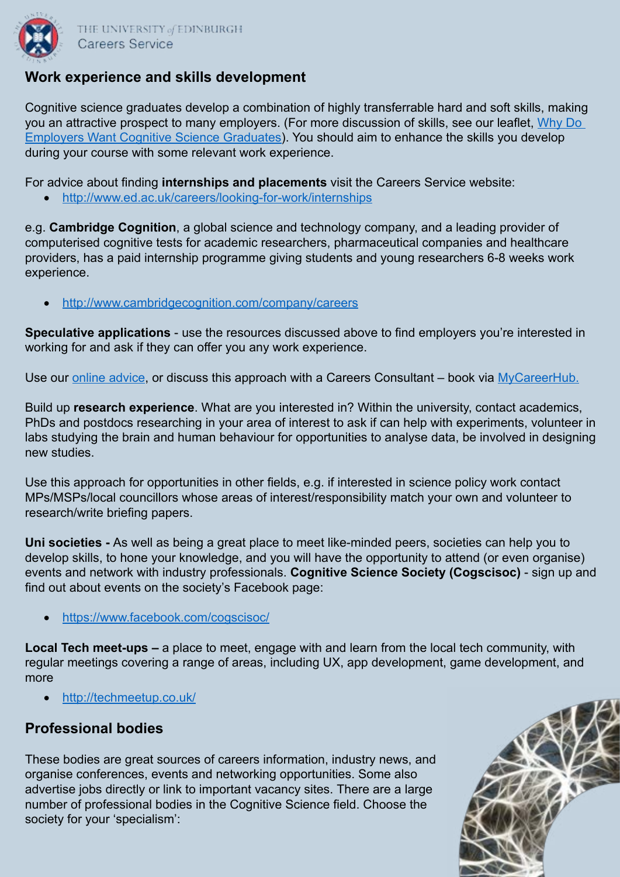## Work experience and skills development

Cognitive science graduates develop a combination of highly transferrable hard and soft skills, making you an attractive prospect to many employers. (For more discussion of skills, see our leaflet, [Why Do Employers Want Cognitive Science Graduates](#)). You should aim to enhance the skills you develop during your course with some relevant work experience.

For advice about finding **internships and placements** visit the Careers Service website:

- [http://www.ed.ac.uk/careers/looking-for-work/internships](http://www.ed.ac.uk/careers/looking-for-work/internships)

e.g. **Cambridge Cognition**, a global science and technology company, and a leading provider of computerised cognitive tests for academic researchers, pharmaceutical companies and healthcare providers, has a paid internship programme giving students and young researchers 6-8 weeks work experience.

- [http://www.cambridgecognition.com/company/careers](http://www.cambridgecognition.com/company/careers)

**Speculative applications** - use the resources discussed above to find employers you're interested in working for and ask if they can offer you any work experience.

Use our [online advice](#), or discuss this approach with a Careers Consultant – book via [MyCareerHub.](#)

Build up **research experience**. What are you interested in? Within the university, contact academics, PhDs and postdocs researching in your area of interest to ask if can help with experiments, volunteer in labs studying the brain and human behaviour for opportunities to analyse data, be involved in designing new studies.

Use this approach for opportunities in other fields, e.g. if interested in science policy work contact MPs/MSPs/local councillors whose areas of interest/responsibility match your own and volunteer to research/write briefing papers.

**Uni societies -** As well as being a great place to meet like-minded peers, societies can help you to develop skills, to hone your knowledge, and you will have the opportunity to attend (or even organise) events and network with industry professionals. **Cognitive Science Society (Cogscisoc)** - sign up and find out about events on the society's Facebook page:

- [https://www.facebook.com/cogscisoc/](https://www.facebook.com/cogscisoc/)

**Local Tech meet-ups –** a place to meet, engage with and learn from the local tech community, with regular meetings covering a range of areas, including UX, app development, game development, and more

- [http://techmeetup.co.uk/](http://techmeetup.co.uk/)

## Professional bodies

These bodies are great sources of careers information, industry news, and organise conferences, events and networking opportunities. Some also advertise jobs directly or link to important vacancy sites. There are a large number of professional bodies in the Cognitive Science field. Choose the society for your 'specialism':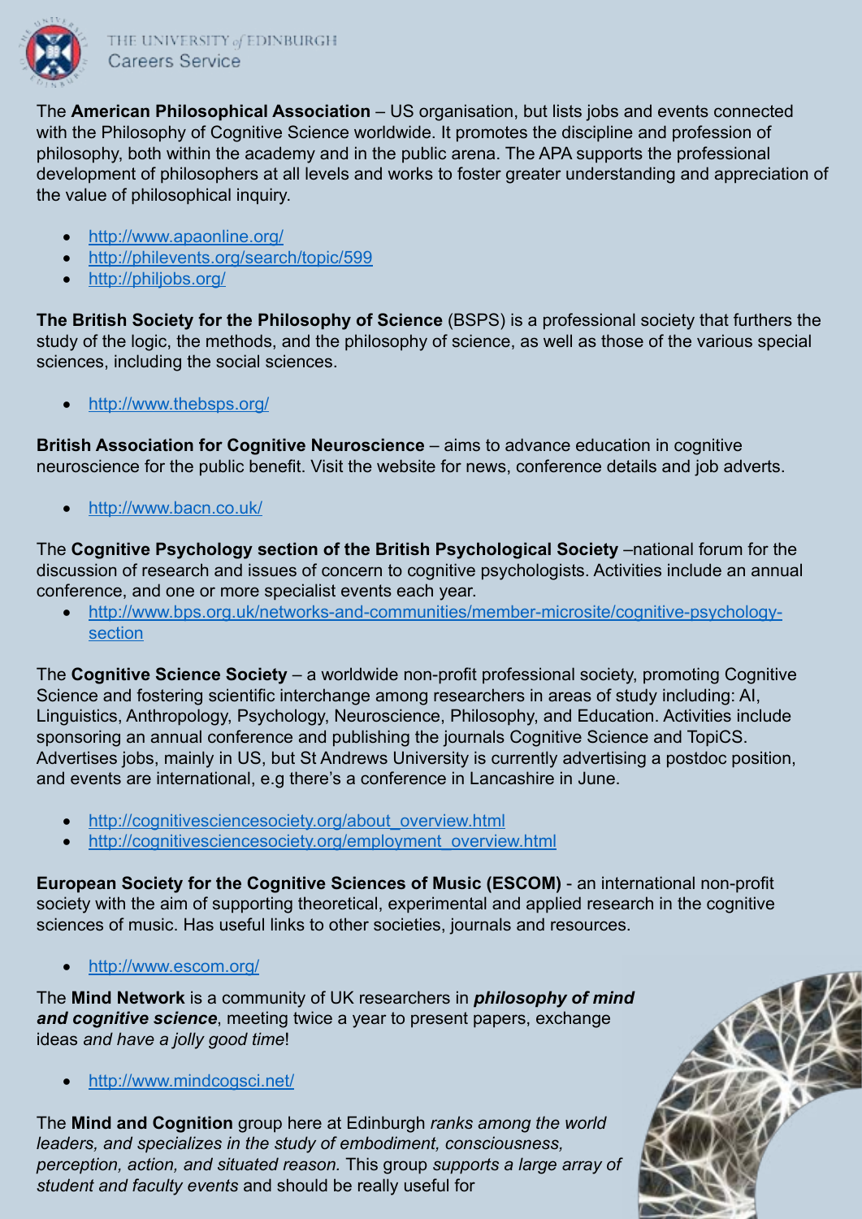The **American Philosophical Association** – US organisation, but lists jobs and events connected with the Philosophy of Cognitive Science worldwide. It promotes the discipline and profession of philosophy, both within the academy and in the public arena. The APA supports the professional development of philosophers at all levels and works to foster greater understanding and appreciation of the value of philosophical inquiry.

- http://www.apaonline.org/
- http://philevents.org/search/topic/599
- http://philjobs.org/

**The British Society for the Philosophy of Science** (BSPS) is a professional society that furthers the study of the logic, the methods, and the philosophy of science, as well as those of the various special sciences, including the social sciences.

- http://www.thebsps.org/

**British Association for Cognitive Neuroscience** – aims to advance education in cognitive neuroscience for the public benefit. Visit the website for news, conference details and job adverts.

- http://www.bacn.co.uk/

The **Cognitive Psychology section of the British Psychological Society** –national forum for the discussion of research and issues of concern to cognitive psychologists. Activities include an annual conference, and one or more specialist events each year.

- http://www.bps.org.uk/networks-and-communities/member-microsite/cognitive-psychology-section

The **Cognitive Science Society** – a worldwide non-profit professional society, promoting Cognitive Science and fostering scientific interchange among researchers in areas of study including: AI, Linguistics, Anthropology, Psychology, Neuroscience, Philosophy, and Education. Activities include sponsoring an annual conference and publishing the journals Cognitive Science and TopiCS. Advertises jobs, mainly in US, but St Andrews University is currently advertising a postdoc position, and events are international, e.g there's a conference in Lancashire in June.

- http://cognitivesciencesociety.org/about_overview.html
- http://cognitivesciencesociety.org/employment_overview.html

**European Society for the Cognitive Sciences of Music (ESCOM)** - an international non-profit society with the aim of supporting theoretical, experimental and applied research in the cognitive sciences of music. Has useful links to other societies, journals and resources.

- http://www.escom.org/

The **Mind Network** is a community of UK researchers in ***philosophy of mind and cognitive science***, meeting twice a year to present papers, exchange ideas *and have a jolly good time*!

- http://www.mindcogsci.net/

The **Mind and Cognition** group here at Edinburgh *ranks among the world leaders, and specializes in the study of embodiment, consciousness, perception, action, and situated reason.* This group *supports a large array of student and faculty events* and should be really useful for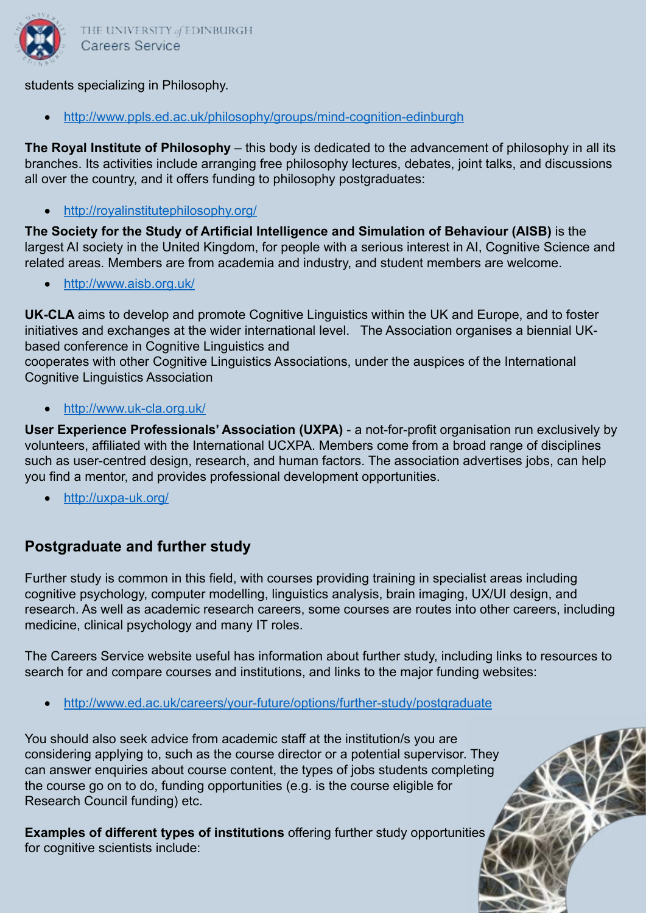students specializing in Philosophy.

- http://www.ppls.ed.ac.uk/philosophy/groups/mind-cognition-edinburgh

**The Royal Institute of Philosophy** – this body is dedicated to the advancement of philosophy in all its branches. Its activities include arranging free philosophy lectures, debates, joint talks, and discussions all over the country, and it offers funding to philosophy postgraduates:

- http://royalinstitutephilosophy.org/

**The Society for the Study of Artificial Intelligence and Simulation of Behaviour (AISB)** is the largest AI society in the United Kingdom, for people with a serious interest in AI, Cognitive Science and related areas. Members are from academia and industry, and student members are welcome.

- http://www.aisb.org.uk/

**UK-CLA** aims to develop and promote Cognitive Linguistics within the UK and Europe, and to foster initiatives and exchanges at the wider international level. The Association organises a biennial UK-based conference in Cognitive Linguistics and
cooperates with other Cognitive Linguistics Associations, under the auspices of the International Cognitive Linguistics Association

- http://www.uk-cla.org.uk/

**User Experience Professionals' Association (UXPA)** - a not-for-profit organisation run exclusively by volunteers, affiliated with the International UCXPA. Members come from a broad range of disciplines such as user-centred design, research, and human factors. The association advertises jobs, can help you find a mentor, and provides professional development opportunities.

- http://uxpa-uk.org/

## Postgraduate and further study

Further study is common in this field, with courses providing training in specialist areas including cognitive psychology, computer modelling, linguistics analysis, brain imaging, UX/UI design, and research. As well as academic research careers, some courses are routes into other careers, including medicine, clinical psychology and many IT roles.

The Careers Service website useful has information about further study, including links to resources to search for and compare courses and institutions, and links to the major funding websites:

- http://www.ed.ac.uk/careers/your-future/options/further-study/postgraduate

You should also seek advice from academic staff at the institution/s you are considering applying to, such as the course director or a potential supervisor. They can answer enquiries about course content, the types of jobs students completing the course go on to do, funding opportunities (e.g. is the course eligible for Research Council funding) etc.

**Examples of different types of institutions** offering further study opportunities for cognitive scientists include: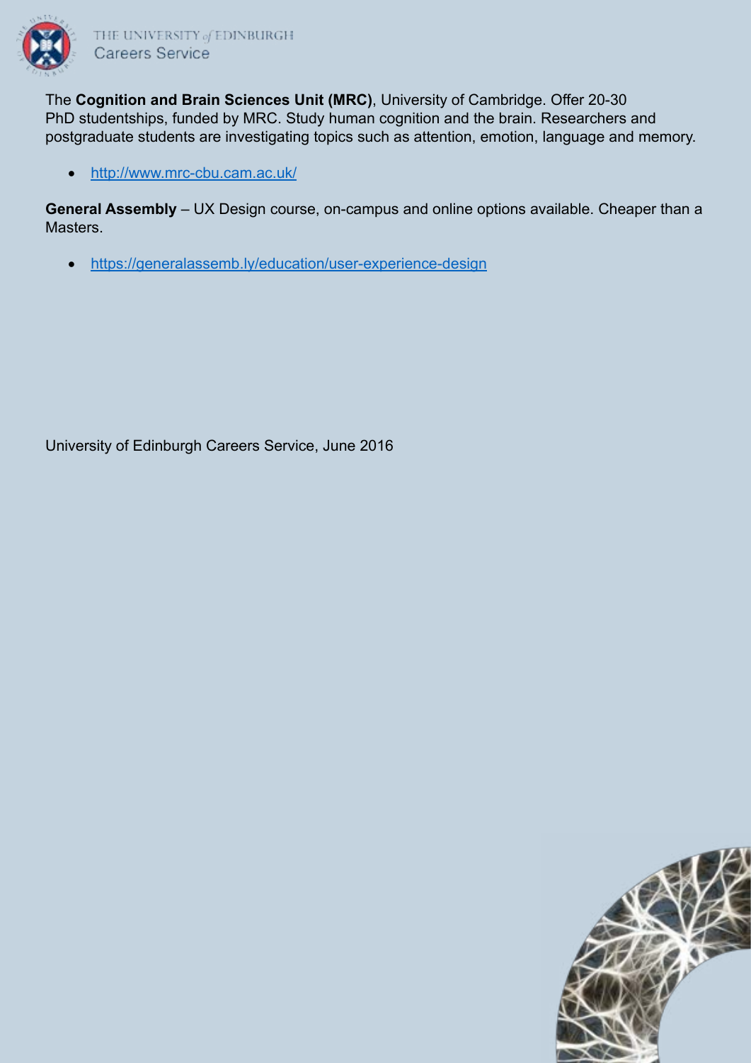The **Cognition and Brain Sciences Unit (MRC)**, University of Cambridge. Offer 20-30 PhD studentships, funded by MRC. Study human cognition and the brain. Researchers and postgraduate students are investigating topics such as attention, emotion, language and memory.

- http://www.mrc-cbu.cam.ac.uk/

**General Assembly** – UX Design course, on-campus and online options available. Cheaper than a Masters.

- https://generalassemb.ly/education/user-experience-design

University of Edinburgh Careers Service, June 2016